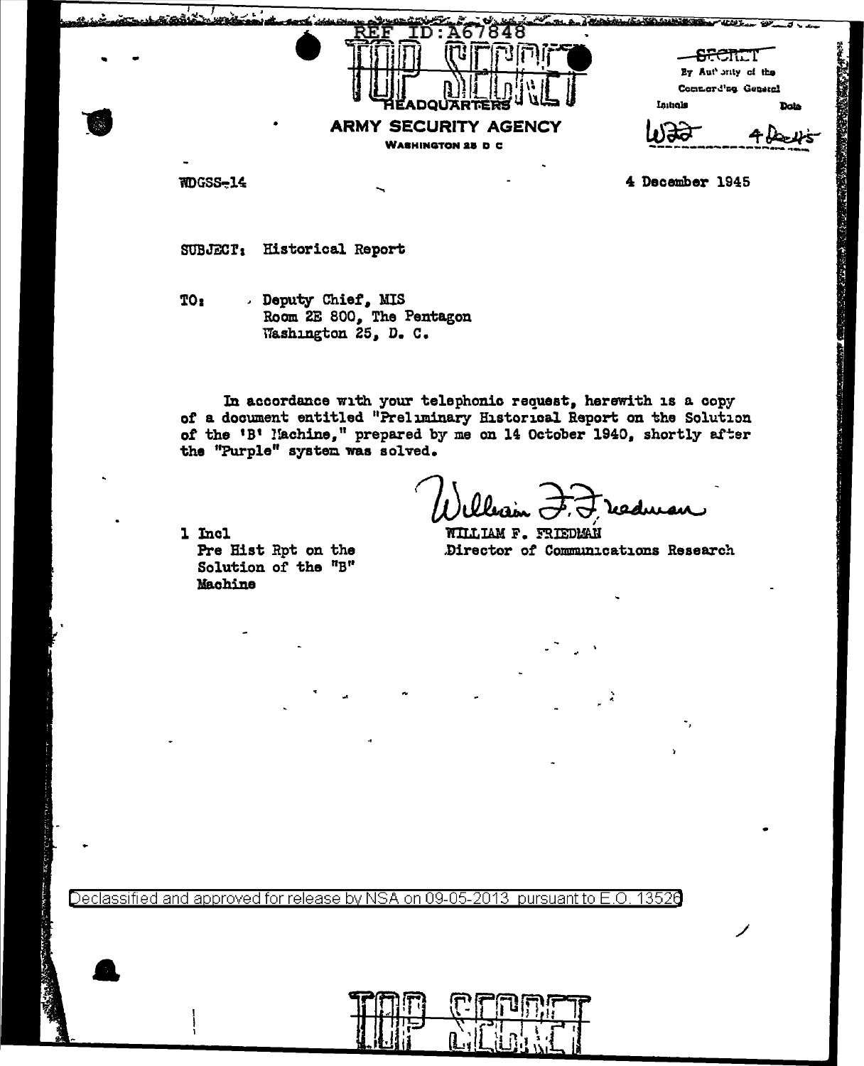REF ID:A67848

TOP SECRET

HEADQUARTERS
ARMY SECURITY AGENCY
WASHINGTON 25 D C

SECRET
By Authority of the
Commanding General
Initials WJJ Date 4 Dec 45

WDGSS-14

4 December 1945

SUBJECT: Historical Report

TO: Deputy Chief, MIS
Room 2E 800, The Pentagon
Washington 25, D. C.

In accordance with your telephonic request, herewith is a copy of a document entitled "Preliminary Historical Report on the Solution of the 'B' Machine," prepared by me on 14 October 1940, shortly after the "Purple" system was solved.

William F. Friedman
WILLIAM F. FRIEDMAN
Director of Communications Research

1 Incl
Pre Hist Rpt on the Solution of the "B" Machine

Declassified and approved for release by NSA on 09-05-2013 pursuant to E.O. 13526

TOP SECRET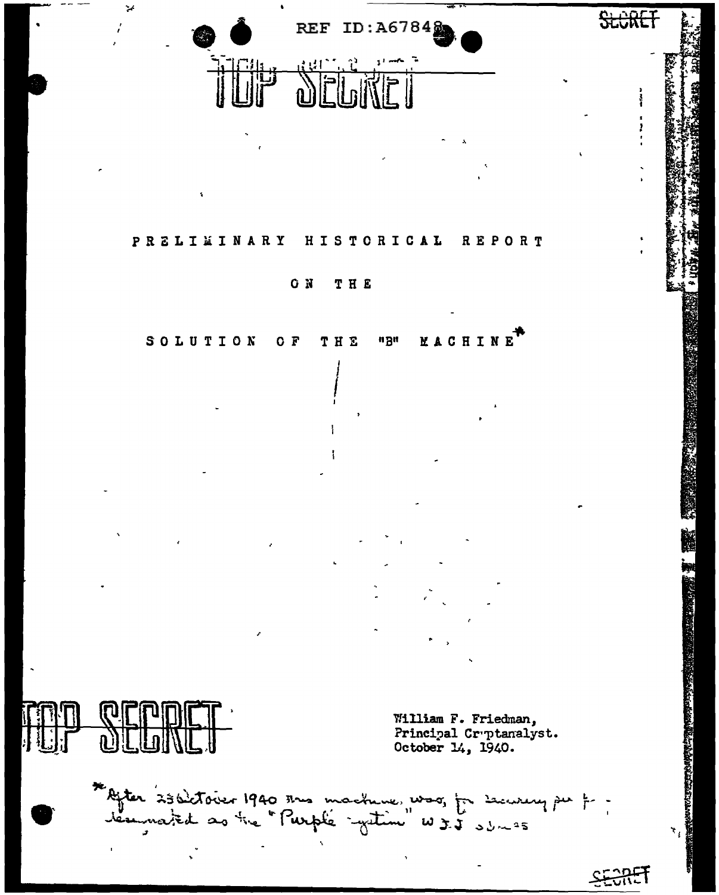REF ID:A67848

SECRET

TOP SECRET

# PRELIMINARY HISTORICAL REPORT

# ON THE

# SOLUTION OF THE "B" MACHINE*

TOP SECRET

William F. Friedman,
Principal Cryptanalyst.
October 14, 1940.

*After 23 October 1940 this machine was, for security purposes, designated as the "Purple system" W.F.F. 30 June 45

SECRET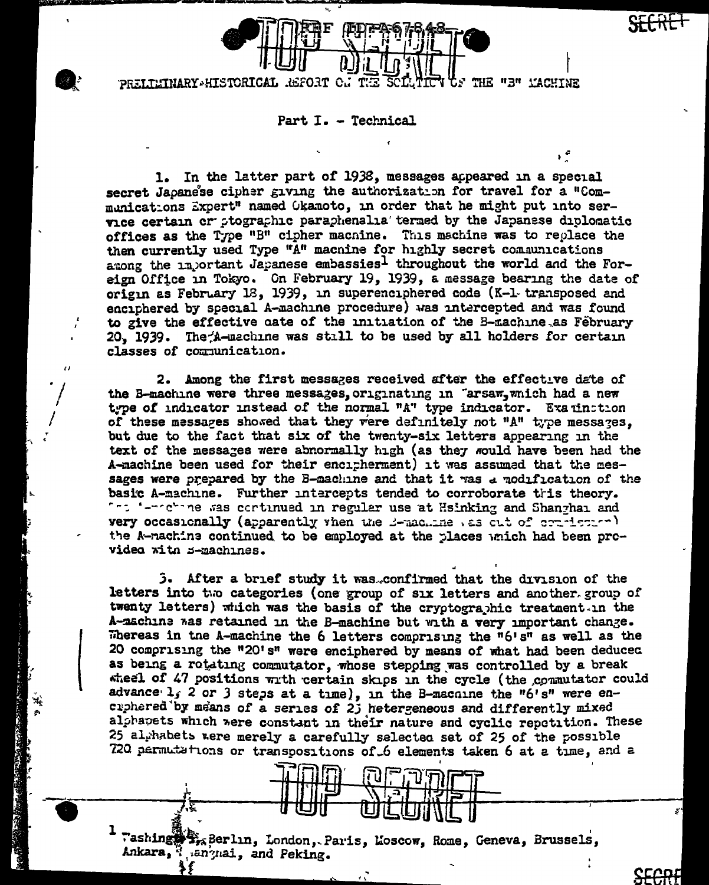PRELIMINARY HISTORICAL REPORT ON THE SOLUTION OF THE "B" MACHINE

## Part I. - Technical

1. In the latter part of 1938, messages appeared in a special secret Japanese cipher giving the authorization for travel for a "Communications Expert" named Okamoto, in order that he might put into service certain cryptographic paraphenalia termed by the Japanese diplomatic offices as the Type "B" cipher machine. This machine was to replace the then currently used Type "A" machine for highly secret communications among the important Japanese embassies[1] throughout the world and the Foreign Office in Tokyo. On February 19, 1939, a message bearing the date of origin as February 18, 1939, in superenciphered code (K-1 transposed and enciphered by special A-machine procedure) was intercepted and was found to give the effective date of the initiation of the B-machine as February 20, 1939. The A-machine was still to be used by all holders for certain classes of communication.

2. Among the first messages received after the effective date of the B-machine were three messages, originating in Warsaw, which had a new type of indicator instead of the normal "A" type indicator. Examination of these messages showed that they were definitely not "A" type messages, but due to the fact that six of the twenty-six letters appearing in the text of the messages were abnormally high (as they would have been had the A-machine been used for their encipherment) it was assumed that the messages were prepared by the B-machine and that it was a modification of the basic A-machine. Further intercepts tended to corroborate this theory. The A-machine was continued in regular use at Hsinking and Shanghai and very occasionally (apparently when the B-machine was out of commission) the A-machine continued to be employed at the places which had been provided with B-machines.

3. After a brief study it was confirmed that the division of the letters into two categories (one group of six letters and another group of twenty letters) which was the basis of the cryptographic treatment in the A-machine was retained in the B-machine but with a very important change. Whereas in the A-machine the 6 letters comprising the "6's" as well as the 20 comprising the "20's" were enciphered by means of what had been deduced as being a rotating commutator, whose stepping was controlled by a break wheel of 47 positions with certain skips in the cycle (the commutator could advance 1, 2 or 3 steps at a time), in the B-machine the "6's" were enciphered by means of a series of 25 heterogeneous and differently mixed alphabets which were constant in their nature and cyclic repetition. These 25 alphabets were merely a carefully selected set of 25 of the possible 720 permutations or transpositions of 6 elements taken 6 at a time, and a

---

[1] Washington, Berlin, London, Paris, Moscow, Rome, Geneva, Brussels, Ankara, Shanghai, and Peking.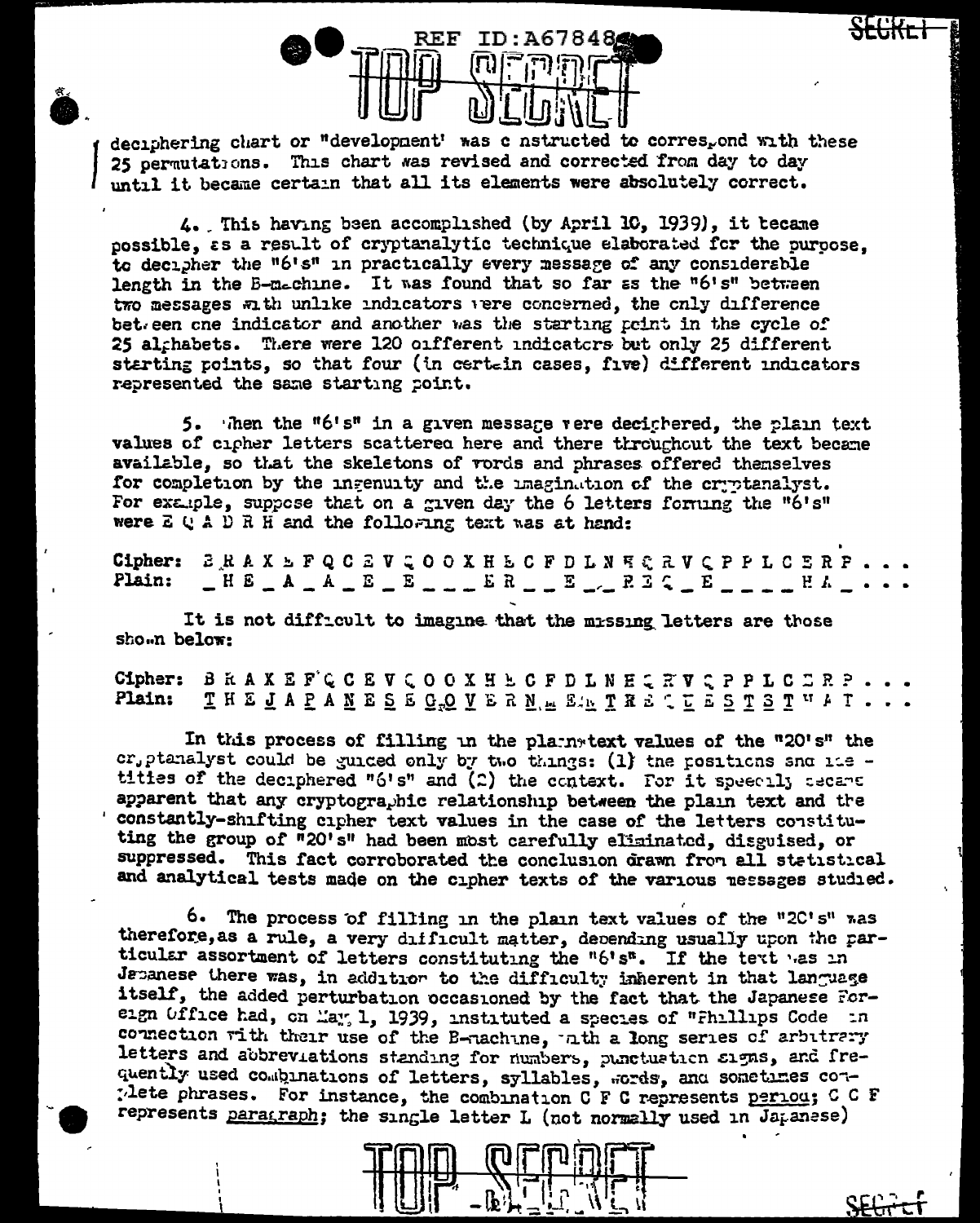deciphering chart or "development" was constructed to correspond with these 25 permutations. This chart was revised and corrected from day to day until it became certain that all its elements were absolutely correct.

4. This having been accomplished (by April 10, 1939), it became possible, as a result of cryptanalytic technique elaborated for the purpose, to decipher the "6's" in practically every message of any considerable length in the B-machine. It was found that so far as the "6's" between two messages with unlike indicators were concerned, the only difference between one indicator and another was the starting point in the cycle of 25 alphabets. There were 120 different indicators but only 25 different starting points, so that four (in certain cases, five) different indicators represented the same starting point.

5. When the "6's" in a given message were deciphered, the plain text values of cipher letters scattered here and there throughout the text became available, so that the skeletons of words and phrases offered themselves for completion by the ingenuity and the imagination of the cryptanalyst. For example, suppose that on a given day the 6 letters forming the "6's" were E Q A D R H and the following text was at hand:

```
Cipher: B R A X E F Q C E V Q O O X H E C F D L N E Q R V Q P P L C E R P . . .
Plain:  _ H E _ A _ A _ E _ E _ _ _ E R _ _ E _ _ R E Q _ E _ _ _ _ H A _ . . .
```

It is not difficult to imagine that the missing letters are those shown below:

```
Cipher: B R A X E F Q C E V Q O O X H E C F D L N E Q R V Q P P L C E R P . . .
Plain:  T H E J A P A N E S E G O V E R N M E N T R E Q U E S T S T H A T . . .
```

In this process of filling in the plain-text values of the "20's" the cryptanalyst could be guided only by two things: (1) the positions and identities of the deciphered "6's" and (2) the context. For it speedily became apparent that any cryptographic relationship between the plain text and the constantly-shifting cipher text values in the case of the letters constituting the group of "20's" had been most carefully eliminated, disguised, or suppressed. This fact corroborated the conclusion drawn from all statistical and analytical tests made on the cipher texts of the various messages studied.

6. The process of filling in the plain text values of the "20's" was therefore, as a rule, a very difficult matter, depending usually upon the particular assortment of letters constituting the "6's". If the text was in Japanese there was, in addition to the difficulty inherent in that language itself, the added perturbation occasioned by the fact that the Japanese Foreign Office had, on May 1, 1939, instituted a species of "Phillips Code" in connection with their use of the B-machine, with a long series of arbitrary letters and abbreviations standing for numbers, punctuation signs, and frequently used combinations of letters, syllables, words, and sometimes complete phrases. For instance, the combination C F C represents period; C C F represents paragraph; the single letter L (not normally used in Japanese)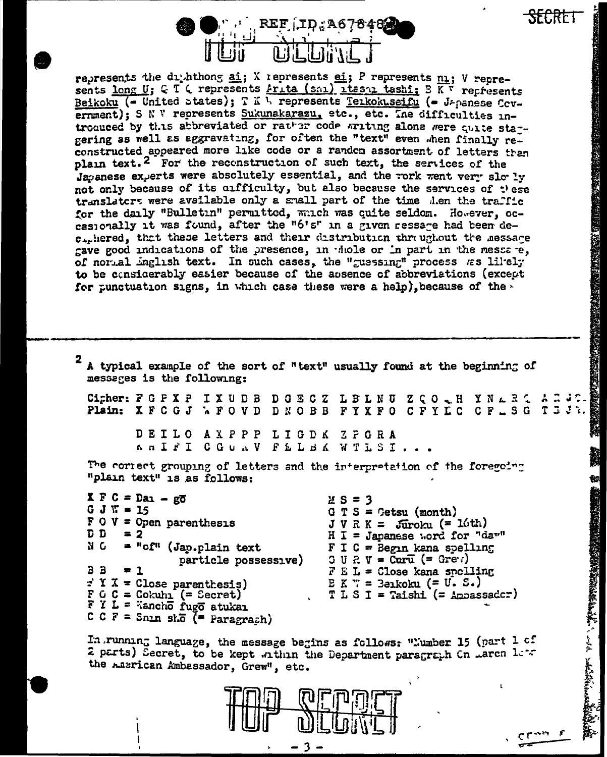represents the diphthong ai; X represents ei; P represents ni; V represents long U; Q T Q represents Arita (sai) itashi tashi; B K ? represents Beikoku (= United States); T K ? represents Teikokuseifu (= Japanese Government); S N V represents Sukunakarazu, etc., etc. The difficulties introduced by this abbreviated or rather code writing alone were quite staggering as well as aggravating, for often the "text" even when finally reconstructed appeared more like code or a random assortment of letters than plain text.[2] For the reconstruction of such text, the services of the Japanese experts were absolutely essential, and the work went very slowly not only because of its difficulty, but also because the services of these translators were available only a small part of the time when the traffic for the daily "Bulletin" permitted, which was quite seldom. However, occasionally it was found, after the "6's" in a given message had been deciphered, that these letters and their distribution throughout the message gave good indications of the presence, in whole or in part in the message, of normal English text. In such cases, the "guessing" process was likely to be considerably easier because of the absence of abbreviations (except for punctuation signs, in which case these were a help), because of the

---

[2] A typical example of the sort of "text" usually found at the beginning of messages is the following:

```
Cipher: F G P X P  I X U D B  D G E C Z  L B L N U  Z C O . H  Y N . R C  A . J C .
Plain:  X F C G J  W F O V D  D N O B B  F Y X F O  C F Y L C  C F . S G  T G J ?.

        D E I L O  A X P P P  L I G D K  Z P G R A
        A H I F I  C G U R V  F E L B K  W T L S I . . .
```

The correct grouping of letters and the interpretation of the foregoing "plain text" is as follows:

| | |
|---|---|
| X F C = Dai - gō | M S = 3 |
| G J W = 15 | G T S = Getsu (month) |
| F O V = Open parenthesis | J V R K = Jūroku (= 16th) |
| D D = 2 | H I = Japanese word for "day" |
| N O = "of" (Jap.plain text particle possessive) | F I C = Begin kana spelling |
| B B = 1 | G U R V = Guru (= Grew) |
| F Y X = Close parenthesis) | F E L = Close kana spelling |
| F O C = Gokuhi (= Secret) | B K W = Beikoku (= U. S.) |
| F Y L = Kanchō fugō atukai | T L S I = Taishi (= Ambassador) |
| C C F = Shin shō (= Paragraph) | |

In running language, the message begins as follows: "Number 15 (part 1 of 2 parts) Secret, to be kept within the Department paragraph On March 16th the American Ambassador, Grew", etc.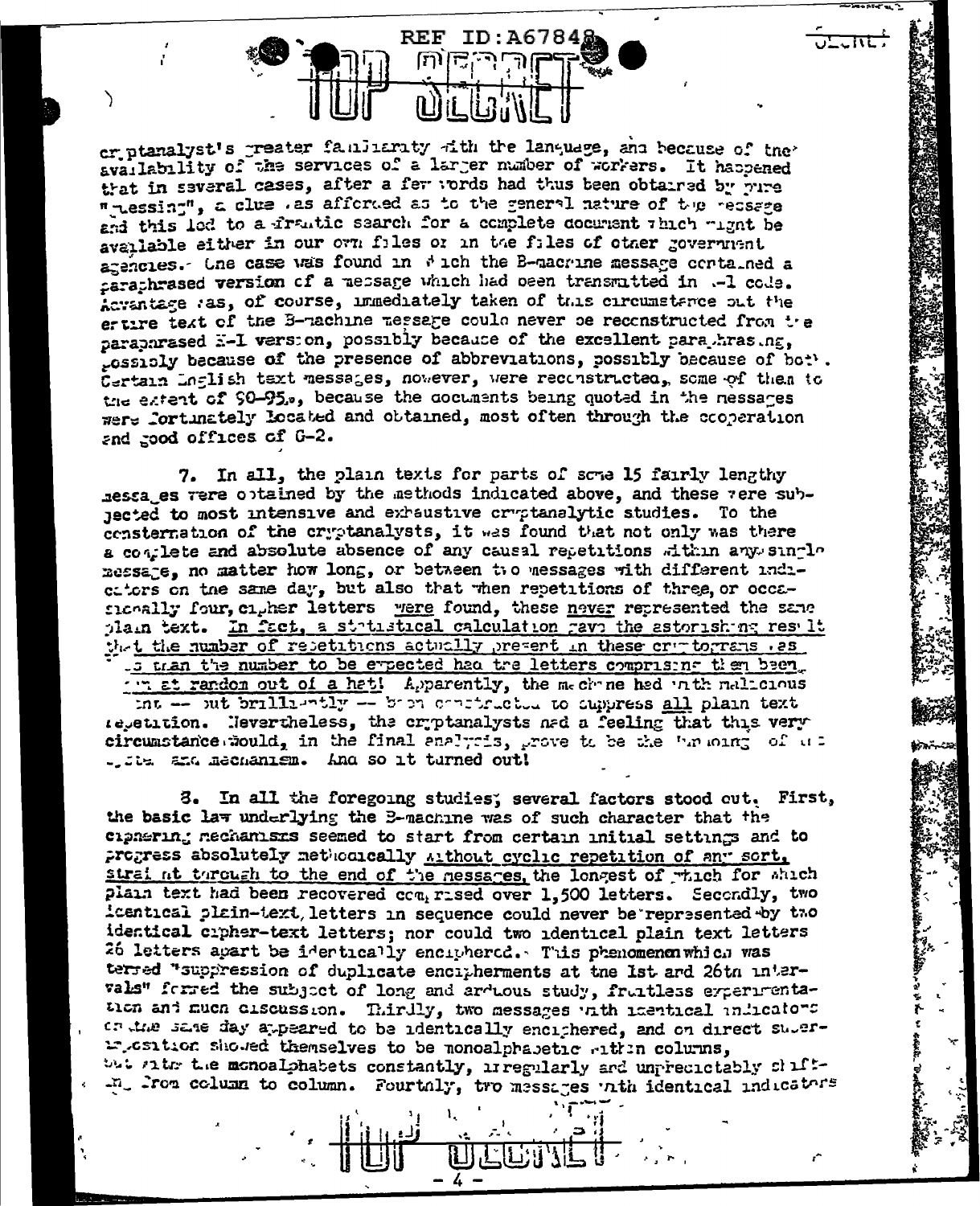cryptanalyst's greater familiarity with the language, and because of the availability of the services of a larger number of workers. It happened that in several cases, after a few words had thus been obtained by pure "guessing", a clue was afforded as to the general nature of the message and this led to a frantic search for a complete document which might be available either in our own files or in the files of other government agencies. One case was found in which the B-machine message contained a paraphrased version of a message which had been transmitted in J-1 code. Advantage was, of course, immediately taken of this circumstance but the entire text of the B-machine message could never be reconstructed from the paraphrased J-1 version, possibly because of the excellent paraphrasing, possibly because of the presence of abbreviations, possibly because of both. Certain English text messages, however, were reconstructed, some of them to the extent of 90-95%, because the documents being quoted in the messages were fortunately located and obtained, most often through the cooperation and good offices of G-2.

7. In all, the plain texts for parts of some 15 fairly lengthy messages were obtained by the methods indicated above, and these were subjected to most intensive and exhaustive cryptanalytic studies. To the consternation of the cryptanalysts, it was found that not only was there a complete and absolute absence of any causal repetitions within any single message, no matter how long, or between two messages with different indicators on the same day, but also that when repetitions of three, or occasionally four, cipher letters were found, these never represented the same plain text. In fact, a statistical calculation gave the astonishing result that the number of repetitions actually present in these cryptograms was less than the number to be expected had the letters comprising them been drawn at random out of a hat! Apparently, the machine had with malicious intent -- but brilliantly -- been constructed to suppress all plain text repetition. Nevertheless, the cryptanalysts had a feeling that this very circumstance would, in the final analysis, prove to be the undoing of the system and mechanism. And so it turned out!

8. In all the foregoing studies, several factors stood out. First, the basic law underlying the B-machine was of such character that the ciphering mechanisms seemed to start from certain initial settings and to progress absolutely methodically without cyclic repetition of any sort, straight through to the end of the messages, the longest of which for which plain text had been recovered comprised over 1,500 letters. Secondly, two identical plain-text letters in sequence could never be represented by two identical cipher-text letters; nor could two identical plain text letters 26 letters apart be identically enciphered. This phenomenon which was termed "suppression of duplicate encipherments at the 1st and 26th intervals" formed the subject of long and arduous study, fruitless experimentation and much discussion. Thirdly, two messages with identical indicators on the same day appeared to be identically enciphered, and on direct superimposition showed themselves to be monoalphabetic within columns, but with the monoalphabets constantly, irregularly and unpredictably shifting from column to column. Fourthly, two messages with identical indicators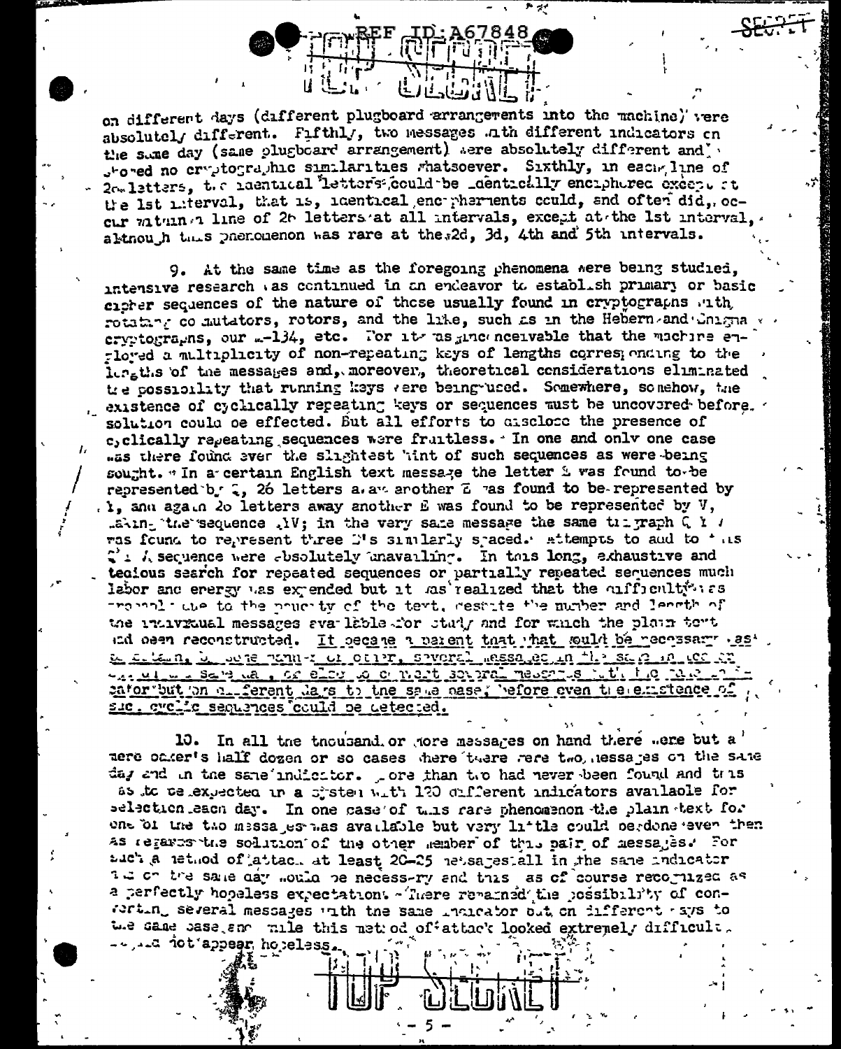on different days (different plugboard arrangements into the machine) were absolutely different. Fifthly, two messages with different indicators on the same day (same plugboard arrangement) were absolutely different and showed no cryptographic similarities whatsoever. Sixthly, in each line of 26 letters, the identical letters could be identically enciphered except at the 1st interval, that is, identical encipherments could, and often did, occur within a line of 26 letters at all intervals, except at the 1st interval, although this phenomenon was rare at the 2d, 3d, 4th and 5th intervals.

9. At the same time as the foregoing phenomena were being studied, intensive research was continued in an endeavor to establish primary or basic cipher sequences of the nature of those usually found in cryptographs with rotating commutators, rotors, and the like, such as in the Hebern and Enigma cryptographs, our M-134, etc. For it was inconceivable that the machine employed a multiplicity of non-repeating keys of lengths corresponding to the lengths of the messages and, moreover, theoretical considerations eliminated the possibility that running keys were being used. Somewhere, somehow, the existence of cyclically repeating keys or sequences must be uncovered before solution could be effected. But all efforts to disclose the presence of cyclically repeating sequences were fruitless. In one and only one case was there found ever the slightest hint of such sequences as were being sought. In a certain English text message the letter E was found to be represented by Q, 26 letters away another E was found to be represented by I, and again 26 letters away another E was found to be represented by V, making the sequence QIV; in the very same message the same trigraph Q I V was found to represent three E's similarly spaced. Attempts to add to this Q I V sequence were absolutely unavailing. In this long, exhaustive and tedious search for repeated sequences or partially repeated sequences much labor and energy was expended but it was realized that the difficulty was probably due to the paucity of the text, despite the number and length of the individual messages available for study and for which the plain text had been reconstructed. It became apparent that what would be necessary was to obtain, by some means or other, several messages in the same indicator on the same day, or else to convert several messages with the same indicator but on different days to the same base, before even the existence of such cyclic sequences could be detected.

10. In all the thousand or more messages on hand there were but a mere baker's half dozen or so cases where there were two messages on the same day and in the same indicator. More than two had never been found and this was to be expected in a system with 120 different indicators available for selection each day. In one case of this rare phenomenon the plain text for one of the two messages was available but very little could be done even then as regards the solution of the other member of this pair of messages. For such a method of attack at least 20-25 messages all in the same indicator and on the same day would be necessary and this was of course recognized as a perfectly hopeless expectation. There remained the possibility of converting several messages with the same indicator but on different days to the same base, and while this method of attack looked extremely difficult, it did not appear hopeless.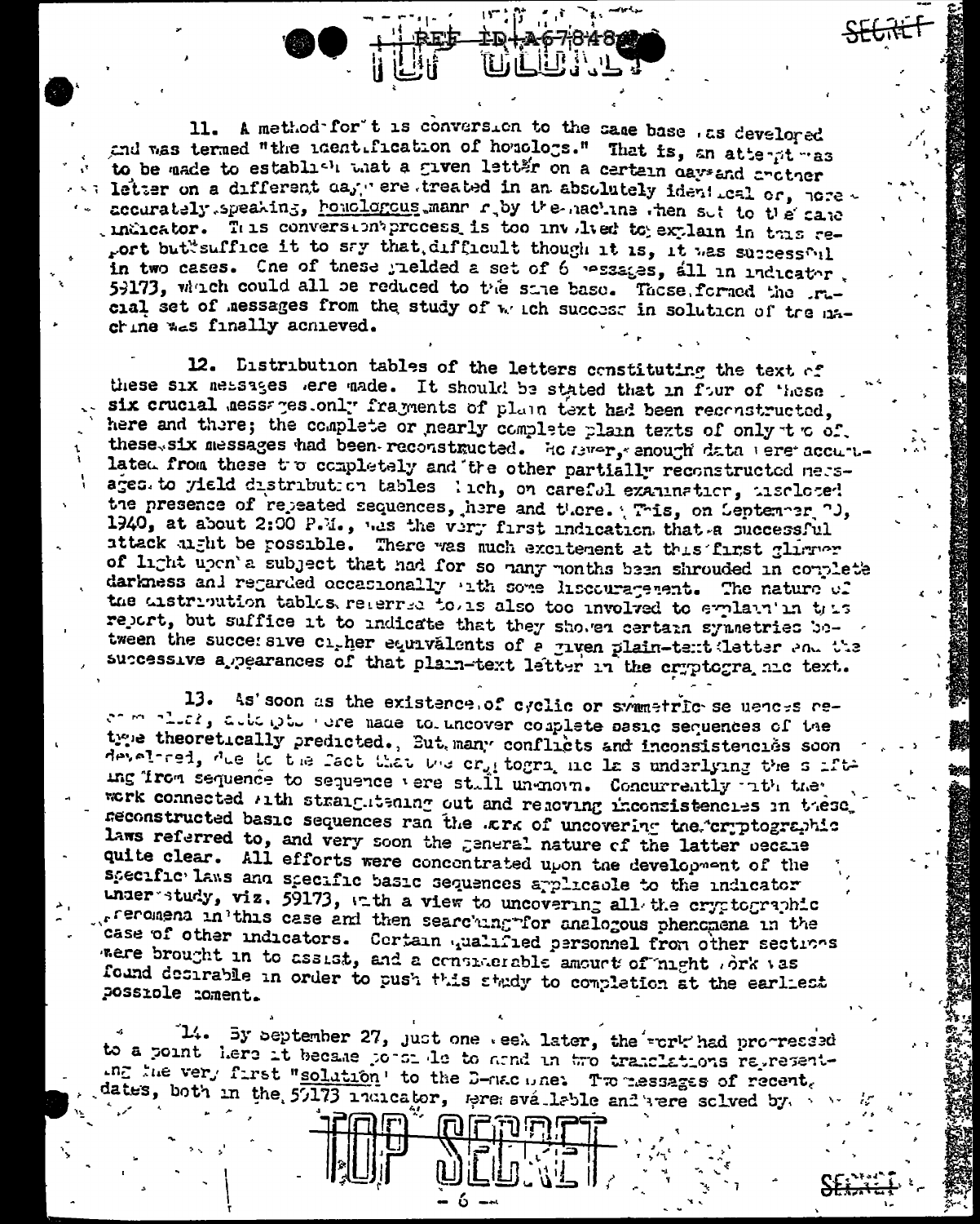11. A method for it is conversion to the same base was developed and was termed "the identification of homologs." That is, an attempt was to be made to establish that a given letter on a certain day and another letter on a different day were treated in an absolutely identical or, more accurately speaking, homologous manner by the machine when set to the same indicator. This conversion process is too involved to explain in this report but suffice it to say that, difficult though it is, it was successful in two cases. One of these yielded a set of 6 messages, all in indicator 59173, which could all be reduced to the same base. These formed the crucial set of messages from the study of which success in solution of the machine was finally achieved.

12. Distribution tables of the letters constituting the text of these six messages were made. It should be stated that in four of these six crucial messages only fragments of plain text had been reconstructed, here and there; the complete or nearly complete plain texts of only two of these six messages had been reconstructed. However, enough data were accumulated from these two completely and the other partially reconstructed messages to yield distribution tables which, on careful examination, disclosed the presence of repeated sequences, here and there. This, on September 20, 1940, at about 2:00 P.M., was the very first indication that a successful attack might be possible. There was much excitement at this first glimmer of light upon a subject that had for so many months been shrouded in complete darkness and regarded occasionally with some discouragement. The nature of the distribution tables referred to is also too involved to explain in this report, but suffice it to indicate that they showed certain symmetries between the successive cipher equivalents of a given plain-text letter and the successive appearances of that plain-text letter in the cryptographic text.

13. As soon as the existence of cyclic or symmetric sequences became clear, attempts were made to uncover complete basic sequences of the type theoretically predicted. But many conflicts and inconsistencies soon developed, due to the fact that the cryptographic laws underlying the shifting from sequence to sequence were still unknown. Concurrently with the work connected with straightening out and removing inconsistencies in these reconstructed basic sequences ran the work of uncovering the cryptographic laws referred to, and very soon the general nature of the latter became quite clear. All efforts were concentrated upon the development of the specific laws and specific basic sequences applicable to the indicator under study, viz. 59173, with a view to uncovering all the cryptographic phenomena in this case and then searching for analogous phenomena in the case of other indicators. Certain qualified personnel from other sections were brought in to assist, and a considerable amount of night work was found desirable in order to push this study to completion at the earliest possible moment.

14. By September 27, just one week later, the work had progressed to a point where it became possible to hand in two translations representing the very first "solution" to the B-machine. Two messages of recent dates, both in the 59173 indicator, were available and were solved by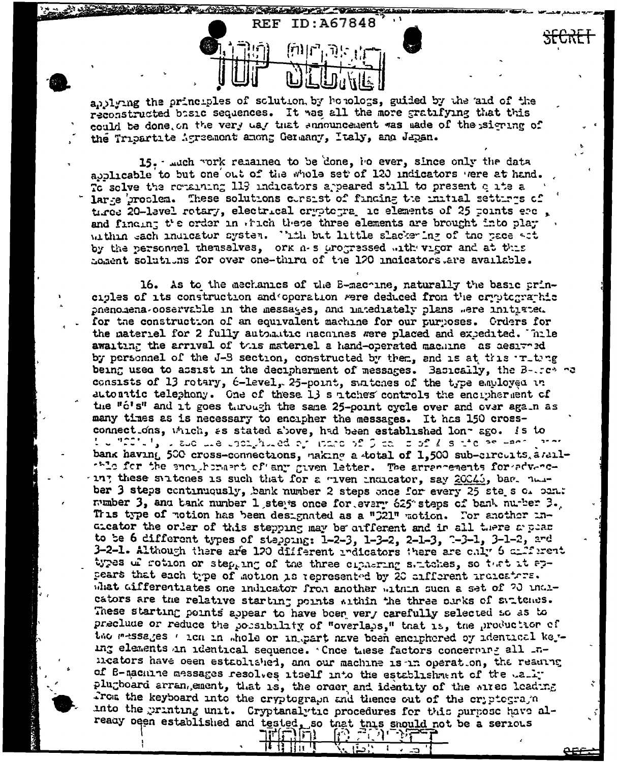applying the principles of solution by homologs, guided by the aid of the reconstructed basic sequences. It was all the more gratifying that this could be done on the very day that announcement was made of the signing of the Tripartite Agreement among Germany, Italy, and Japan.

15. Much work remained to be done, however, since only the data applicable to but one out of the whole set of 120 indicators were at hand. To solve the remaining 119 indicators appeared still to present quite a large problem. These solutions consist of finding the initial settings of three 20-level rotary, electrical cryptographic elements of 25 points each, and finding the order in which these three elements are brought into play within each indicator system. With but little slackening of the pace set by the personnel themselves, work has progressed with vigor and at this moment solutions for over one-third of the 120 indicators are available.

16. As to the mechanics of the B-machine, naturally the basic principles of its construction and operation were deduced from the cryptographic phenomena observable in the messages, and immediately plans were initiated for the construction of an equivalent machine for our purposes. Orders for the materiel for 2 fully automatic machines were placed and expedited. While awaiting the arrival of this materiel a hand-operated machine as designed by personnel of the J-B section, constructed by them, and is at this writing being used to assist in the decipherment of messages. Basically, the B-machine consists of 13 rotary, 6-level, 25-point, switches of the type employed in automatic telephony. One of these 13 switches controls the encipherment of the "6's" and it goes through the same 25-point cycle over and over again as many times as is necessary to encipher the messages. It has 150 cross-connections, which, as stated above, had been established long ago. As to the "20's", these are enciphered by means of 3 banks of 4 switches each, each bank having 500 cross-connections, making a total of 1,500 sub-circuits available for the encipherment of any given letter. The arrangements for advancing these switches is such that for a given indicator, say 20045, bank number 3 steps continuously, bank number 2 steps once for every 25 steps of bank number 3, and bank number 1 steps once for every 625 steps of bank number 3. This type of motion has been designated as a "321" motion. For another indicator the order of this stepping may be different and in all there appear to be 6 different types of stepping: 1-2-3, 1-3-2, 2-1-3, 2-3-1, 3-1-2, and 3-2-1. Although there are 120 different indicators there are only 6 different types of motion or stepping of the three ciphering switches, so that it appears that each type of motion is represented by 20 different indicators. What differentiates one indicator from another within such a set of 20 indicators are the relative starting points within the three banks of switches. These starting points appear to have been very carefully selected so as to preclude or reduce the possibility of "overlaps," that is, the production of two messages which in whole or in part have been enciphered by identical keying elements in identical sequence. Once these factors concerning all indicators have been established, and our machine is in operation, the reading of B-machine messages resolves itself into the establishment of the daily plugboard arrangement, that is, the order and identity of the wires leading from the keyboard into the cryptograph and thence out of the cryptograph into the printing unit. Cryptanalytic procedures for this purpose have already been established and tested, so that this should not be a serious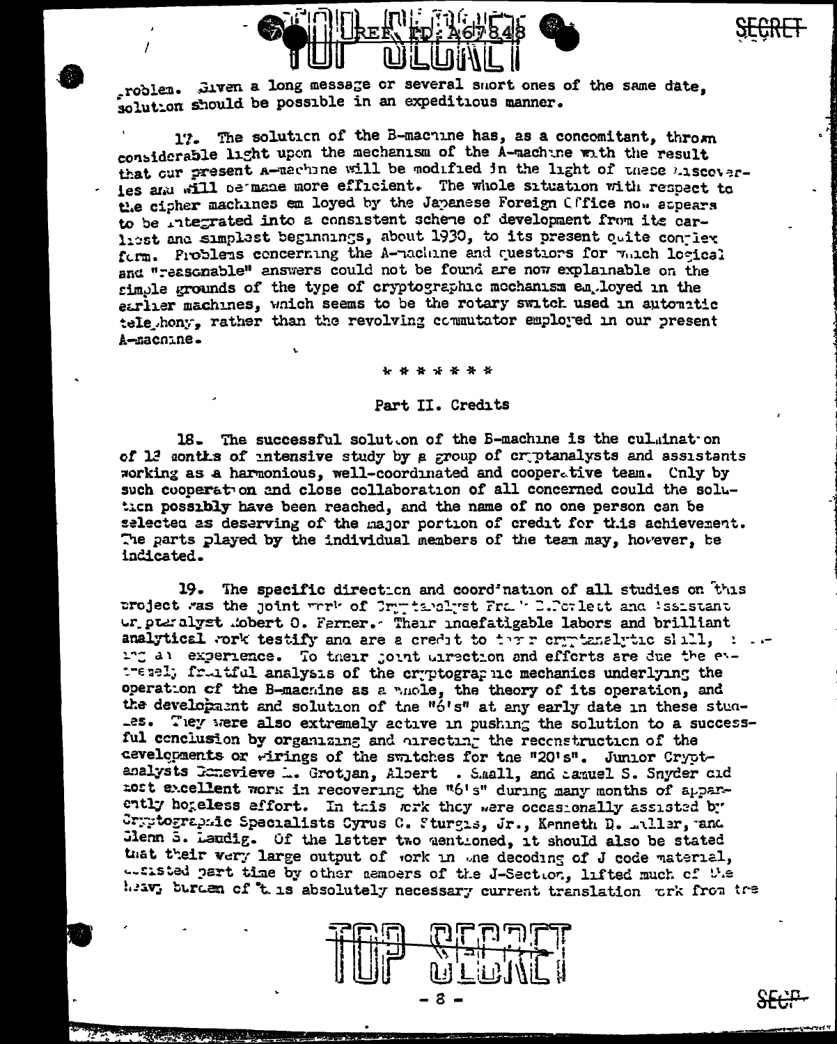problem. Given a long message or several short ones of the same date, solution should be possible in an expeditious manner.

17. The solution of the B-machine has, as a concomitant, thrown considerable light upon the mechanism of the A-machine with the result that our present A-machine will be modified in the light of these discoveries and will be made more efficient. The whole situation with respect to the cipher machines employed by the Japanese Foreign Office now appears to be integrated into a consistent scheme of development from its earliest and simplest beginnings, about 1930, to its present quite complex form. Problems concerning the A-machine and questions for which logical and "reasonable" answers could not be found are now explainable on the simple grounds of the type of cryptographic mechanism employed in the earlier machines, which seems to be the rotary switch used in automatic telephony, rather than the revolving commutator employed in our present A-machine.

\* \* \* \* \* \* \*

## Part II. Credits

18. The successful solution of the B-machine is the culmination of 18 months of intensive study by a group of cryptanalysts and assistants working as a harmonious, well-coordinated and cooperative team. Only by such cooperation and close collaboration of all concerned could the solution possibly have been reached, and the name of no one person can be selected as deserving of the major portion of credit for this achievement. The parts played by the individual members of the team may, however, be indicated.

19. The specific direction and coordination of all studies on this project was the joint work of Cryptanalyst Frank B. Rowlett and Assistant Cryptanalyst Robert O. Ferner. Their indefatigable labors and brilliant analytical work testify and are a credit to their cryptanalytic skill, training and experience. To their joint direction and efforts are due the extremely fruitful analysis of the cryptographic mechanics underlying the operation of the B-machine as a whole, the theory of its operation, and the development and solution of the "6's" at any early date in these studies. They were also extremely active in pushing the solution to a successful conclusion by organizing and directing the reconstruction of the developments or wirings of the switches for the "20's". Junior Cryptanalysts Genevieve L. Grotjan, Albert . Small, and Samuel S. Snyder did most excellent work in recovering the "6's" during many months of apparently hopeless effort. In this work they were occasionally assisted by Cryptographic Specialists Cyrus C. Sturgis, Jr., Kenneth D. Miller, and Glenn S. Landig. Of the latter two mentioned, it should also be stated that their very large output of work in the decoding of J code material, assisted part time by other members of the J-Section, lifted much of the heavy burden of this absolutely necessary current translation work from the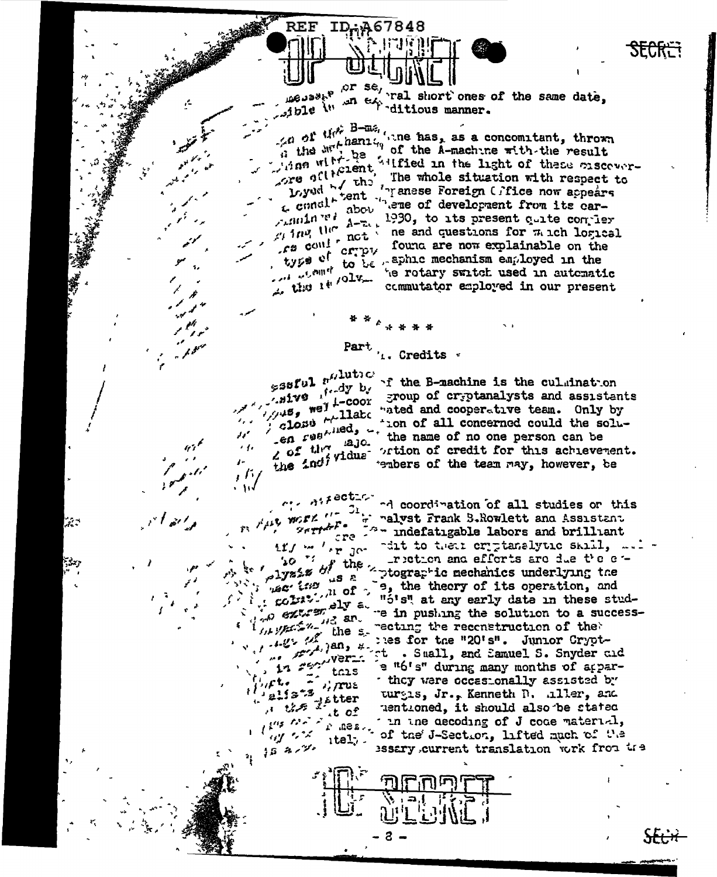REF ID:A67848

SECRET

...or several short ones of the same date, ...ible in an expeditious manner.

...n of the B-machine has, as a concomitant, thrown ...n the mechanism of the A-machine with the result ...ine with ... be ...ified in the light of these discover... ...ore efficient. The whole situation with respect to ... the Japanese Foreign Office now appears ... consistent ... scheme of development from its car... about 1930, to its present quite complex ... A-machine and questions for which logical ... not found are now explainable on the ... type of cryptographic mechanism employed in the ... to be ... the rotary switch used in automatic ... involv... commutator employed in our present

\* \* \* \* \* \*

Part ...1. Credits

...ssful solution of the B-machine is the culmination ...dy by ... group of cryptanalysts and assistants ...sive ... well-coordinated and cooperative team. Only by ... close collaboration of all concerned could the solu... ...en reached, ... the name of no one person can be ... major portion of credit for this achievement. ... of the individual members of the team may, however, be

... direction and coordination of all studies on this ... work ... analyst Frank B. Rowlett and Assistant ... indefatigable labors and brilliant ... credit to their cryptanalytic skill, ... ... instruction and efforts are due the ... analysis of the cryptographic mechanics underlying the ... the theory of its operation, and ... "6's" at any early date in these stud... ... extremely ... in pushing the solution to a success... ... the ... recting the reconstruction of the ... the ... es for the "20's". Junior Crypt... ...an, ... Small, and Samuel S. Snyder did ... in ... the "6's" during many months of appar... ... this ... they were occasionally assisted by ... true ... turgis, Jr., Kenneth D. Miller, and ... latter ... mentioned, it should also be stated ... in the decoding of J code material, ... of the J-Section, lifted much of the ... essary current translation work from the

SECRET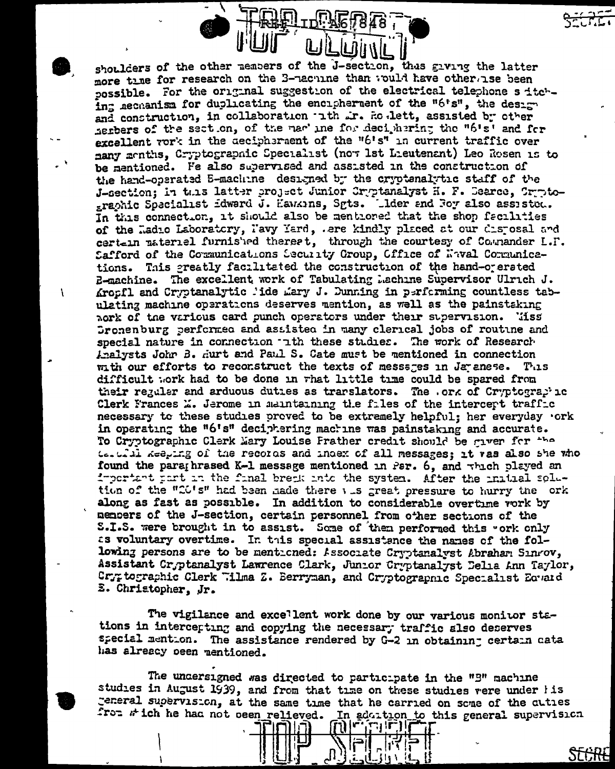shoulders of the other members of the J-section, thus giving the latter more time for research on the B-machine than would have otherwise been possible. For the original suggestion of the electrical telephone switching mechanism for duplicating the encipherment of the "6's", the design and construction, in collaboration with Mr. Rowlett, assisted by other members of the section, of the machine for deciphering the "6's" and for excellent work in the decipherment of the "6's" in current traffic over many months, Cryptographic Specialist (now 1st Lieutenant) Leo Rosen is to be mentioned. He also supervised and assisted in the construction of the hand-operated B-machine designed by the cryptanalytic staff of the J-section; in this latter project Junior Cryptanalyst H. F. Bearce, Cryptographic Specialist Edward J. Hawkins, Sgts. Elder and Roy also assisted. In this connection, it should also be mentioned that the shop facilities of the Radio Laboratory, Navy Yard, were kindly placed at our disposal and certain materiel furnished thereat, through the courtesy of Commander L.F. Safford of the Communications Security Group, Office of Naval Communications. This greatly facilitated the construction of the hand-operated B-machine. The excellent work of Tabulating Machine Supervisor Ulrich J. Kropfl and Cryptanalytic Aide Mary J. Dunning in performing countless tabulating machine operations deserves mention, as well as the painstaking work of the various card punch operators under their supervision. Miss Bronenburg performed and assisted in many clerical jobs of routine and special nature in connection with these studies. The work of Research Analysts John B. Hurt and Paul S. Cate must be mentioned in connection with our efforts to reconstruct the texts of messages in Japanese. This difficult work had to be done in what little time could be spared from their regular and arduous duties as translators. The work of Cryptographic Clerk Frances M. Jerome in maintaining the files of the intercept traffic necessary to these studies proved to be extremely helpful; her everyday work in operating the "6's" deciphering machine was painstaking and accurate. To Cryptographic Clerk Mary Louise Prather credit should be given for the careful keeping of the records and index of all messages; it was also she who found the paraphrased K-1 message mentioned in Par. 6, and which played an important part in the final break into the system. After the initial solution of the "20's" had been made there was great pressure to hurry the work along as fast as possible. In addition to considerable overtime work by members of the J-section, certain personnel from other sections of the S.I.S. were brought in to assist. Some of them performed this work only as voluntary overtime. In this special assistance the names of the following persons are to be mentioned: Associate Cryptanalyst Abraham Sinkov, Assistant Cryptanalyst Lawrence Clark, Junior Cryptanalyst Delia Ann Taylor, Cryptographic Clerk Wilma Z. Berryman, and Cryptographic Specialist Edward E. Christopher, Jr.

The vigilance and excellent work done by our various monitor stations in intercepting and copying the necessary traffic also deserves special mention. The assistance rendered by G-2 in obtaining certain data has already been mentioned.

The undersigned was directed to participate in the "B" machine studies in August 1939, and from that time on these studies were under his general supervision, at the same time that he carried on some of the duties from which he had not been relieved. In addition to this general supervision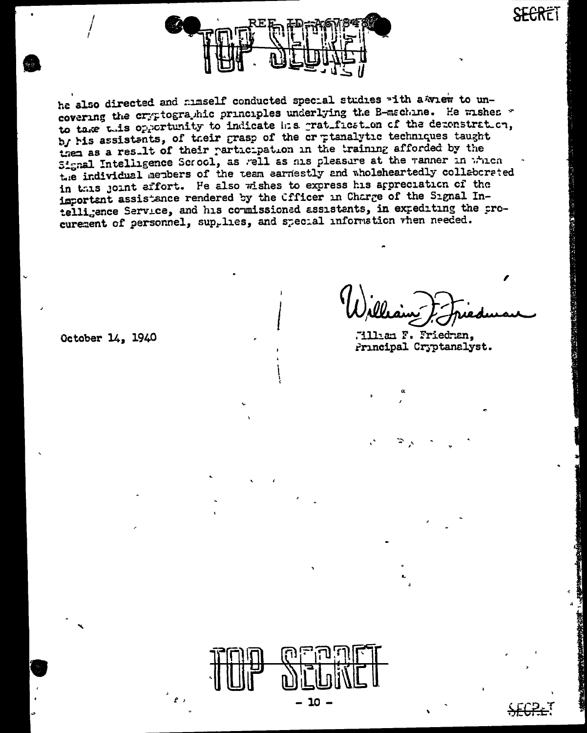he also directed and himself conducted special studies with a view to uncovering the cryptographic principles underlying the B-machine. He wishes to take this opportunity to indicate his gratification of the demonstration, by his assistants, of their grasp of the cryptanalytic techniques taught them as a result of their participation in the training afforded by the Signal Intelligence School, as well as his pleasure at the manner in which the individual members of the team earnestly and wholeheartedly collaborated in this joint effort. He also wishes to express his appreciation of the important assistance rendered by the Officer in Charge of the Signal Intelligence Service, and his commissioned assistants, in expediting the procurement of personnel, supplies, and special information when needed.

October 14, 1940

William F. Friedman

William F. Friedman,
Principal Cryptanalyst.